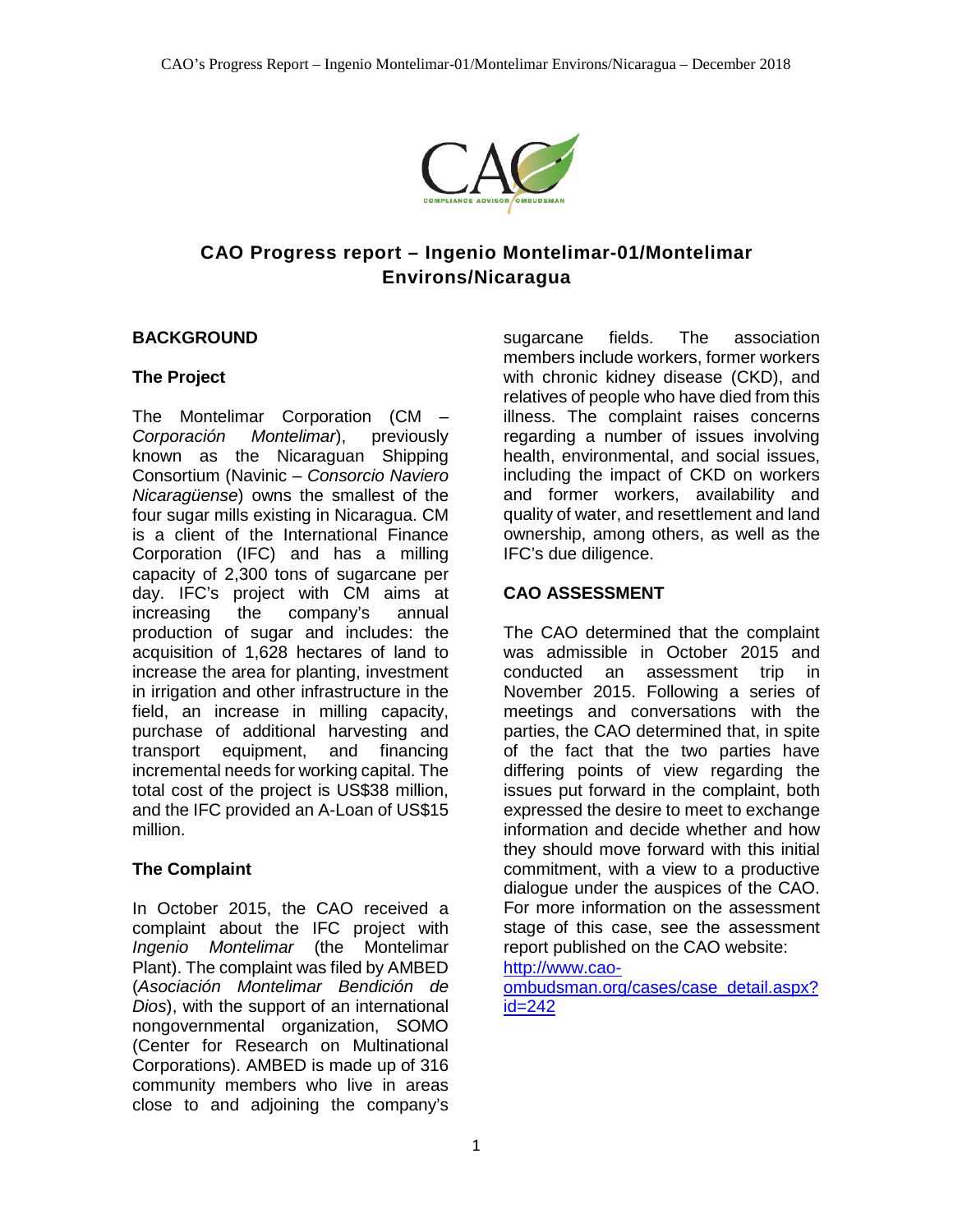# CAO Progress report – Ingenio Montelimar-01/Montelimar Environs/Nicaragua

## BACKGROUND

### The Project

The Montelimar Corporation (CM – *Corporación Montelimar*), previously known as the Nicaraguan Shipping Consortium (Navinic – *Consorcio Naviero Nicaragüense*) owns the smallest of the four sugar mills existing in Nicaragua. CM is a client of the International Finance Corporation (IFC) and has a milling capacity of 2,300 tons of sugarcane per day. IFC's project with CM aims at increasing the company's annual production of sugar and includes: the acquisition of 1,628 hectares of land to increase the area for planting, investment in irrigation and other infrastructure in the field, an increase in milling capacity, purchase of additional harvesting and transport equipment, and financing incremental needs for working capital. The total cost of the project is US$38 million, and the IFC provided an A-Loan of US$15 million.

### The Complaint

In October 2015, the CAO received a complaint about the IFC project with *Ingenio Montelimar* (the Montelimar Plant). The complaint was filed by AMBED (*Asociación Montelimar Bendición de Dios*), with the support of an international nongovernmental organization, SOMO (Center for Research on Multinational Corporations). AMBED is made up of 316 community members who live in areas close to and adjoining the company's sugarcane fields. The association members include workers, former workers with chronic kidney disease (CKD), and relatives of people who have died from this illness. The complaint raises concerns regarding a number of issues involving health, environmental, and social issues, including the impact of CKD on workers and former workers, availability and quality of water, and resettlement and land ownership, among others, as well as the IFC's due diligence.

## CAO ASSESSMENT

The CAO determined that the complaint was admissible in October 2015 and conducted an assessment trip in November 2015. Following a series of meetings and conversations with the parties, the CAO determined that, in spite of the fact that the two parties have differing points of view regarding the issues put forward in the complaint, both expressed the desire to meet to exchange information and decide whether and how they should move forward with this initial commitment, with a view to a productive dialogue under the auspices of the CAO. For more information on the assessment stage of this case, see the assessment report published on the CAO website: http://www.cao-ombudsman.org/cases/case_detail.aspx?id=242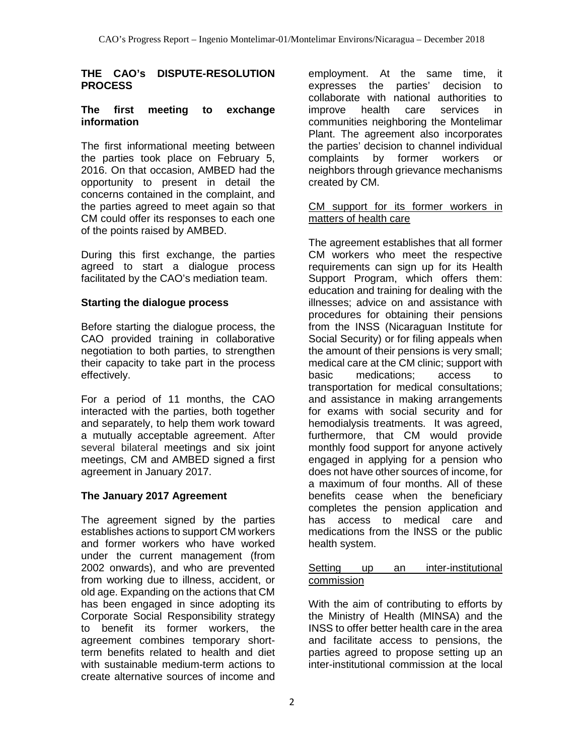## THE CAO's DISPUTE-RESOLUTION PROCESS

### The first meeting to exchange information

The first informational meeting between the parties took place on February 5, 2016. On that occasion, AMBED had the opportunity to present in detail the concerns contained in the complaint, and the parties agreed to meet again so that CM could offer its responses to each one of the points raised by AMBED.

During this first exchange, the parties agreed to start a dialogue process facilitated by the CAO's mediation team.

### Starting the dialogue process

Before starting the dialogue process, the CAO provided training in collaborative negotiation to both parties, to strengthen their capacity to take part in the process effectively.

For a period of 11 months, the CAO interacted with the parties, both together and separately, to help them work toward a mutually acceptable agreement. After several bilateral meetings and six joint meetings, CM and AMBED signed a first agreement in January 2017.

### The January 2017 Agreement

The agreement signed by the parties establishes actions to support CM workers and former workers who have worked under the current management (from 2002 onwards), and who are prevented from working due to illness, accident, or old age. Expanding on the actions that CM has been engaged in since adopting its Corporate Social Responsibility strategy to benefit its former workers, the agreement combines temporary short-term benefits related to health and diet with sustainable medium-term actions to create alternative sources of income and employment. At the same time, it expresses the parties' decision to collaborate with national authorities to improve health care services in communities neighboring the Montelimar Plant. The agreement also incorporates the parties' decision to channel individual complaints by former workers or neighbors through grievance mechanisms created by CM.

<u>CM support for its former workers in matters of health care</u>

The agreement establishes that all former CM workers who meet the respective requirements can sign up for its Health Support Program, which offers them: education and training for dealing with the illnesses; advice on and assistance with procedures for obtaining their pensions from the INSS (Nicaraguan Institute for Social Security) or for filing appeals when the amount of their pensions is very small; medical care at the CM clinic; support with basic medications; access to transportation for medical consultations; and assistance in making arrangements for exams with social security and for hemodialysis treatments. It was agreed, furthermore, that CM would provide monthly food support for anyone actively engaged in applying for a pension who does not have other sources of income, for a maximum of four months. All of these benefits cease when the beneficiary completes the pension application and has access to medical care and medications from the INSS or the public health system.

<u>Setting up an inter-institutional commission</u>

With the aim of contributing to efforts by the Ministry of Health (MINSA) and the INSS to offer better health care in the area and facilitate access to pensions, the parties agreed to propose setting up an inter-institutional commission at the local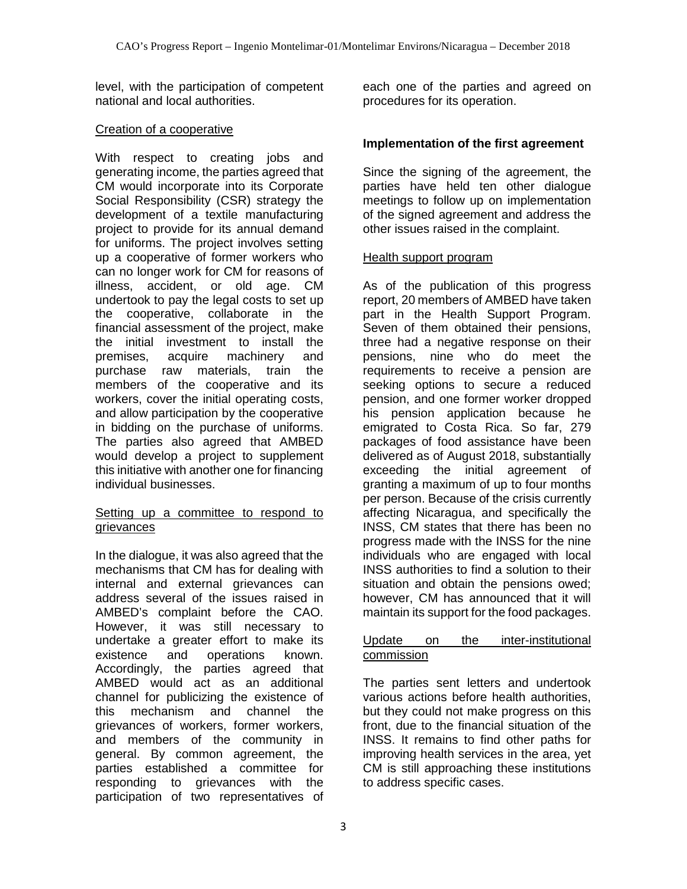level, with the participation of competent national and local authorities.

Creation of a cooperative

With respect to creating jobs and generating income, the parties agreed that CM would incorporate into its Corporate Social Responsibility (CSR) strategy the development of a textile manufacturing project to provide for its annual demand for uniforms. The project involves setting up a cooperative of former workers who can no longer work for CM for reasons of illness, accident, or old age. CM undertook to pay the legal costs to set up the cooperative, collaborate in the financial assessment of the project, make the initial investment to install the premises, acquire machinery and purchase raw materials, train the members of the cooperative and its workers, cover the initial operating costs, and allow participation by the cooperative in bidding on the purchase of uniforms. The parties also agreed that AMBED would develop a project to supplement this initiative with another one for financing individual businesses.

Setting up a committee to respond to grievances

In the dialogue, it was also agreed that the mechanisms that CM has for dealing with internal and external grievances can address several of the issues raised in AMBED's complaint before the CAO. However, it was still necessary to undertake a greater effort to make its existence and operations known. Accordingly, the parties agreed that AMBED would act as an additional channel for publicizing the existence of this mechanism and channel the grievances of workers, former workers, and members of the community in general. By common agreement, the parties established a committee for responding to grievances with the participation of two representatives of each one of the parties and agreed on procedures for its operation.

**Implementation of the first agreement**

Since the signing of the agreement, the parties have held ten other dialogue meetings to follow up on implementation of the signed agreement and address the other issues raised in the complaint.

Health support program

As of the publication of this progress report, 20 members of AMBED have taken part in the Health Support Program. Seven of them obtained their pensions, three had a negative response on their pensions, nine who do meet the requirements to receive a pension are seeking options to secure a reduced pension, and one former worker dropped his pension application because he emigrated to Costa Rica. So far, 279 packages of food assistance have been delivered as of August 2018, substantially exceeding the initial agreement of granting a maximum of up to four months per person. Because of the crisis currently affecting Nicaragua, and specifically the INSS, CM states that there has been no progress made with the INSS for the nine individuals who are engaged with local INSS authorities to find a solution to their situation and obtain the pensions owed; however, CM has announced that it will maintain its support for the food packages.

Update on the inter-institutional commission

The parties sent letters and undertook various actions before health authorities, but they could not make progress on this front, due to the financial situation of the INSS. It remains to find other paths for improving health services in the area, yet CM is still approaching these institutions to address specific cases.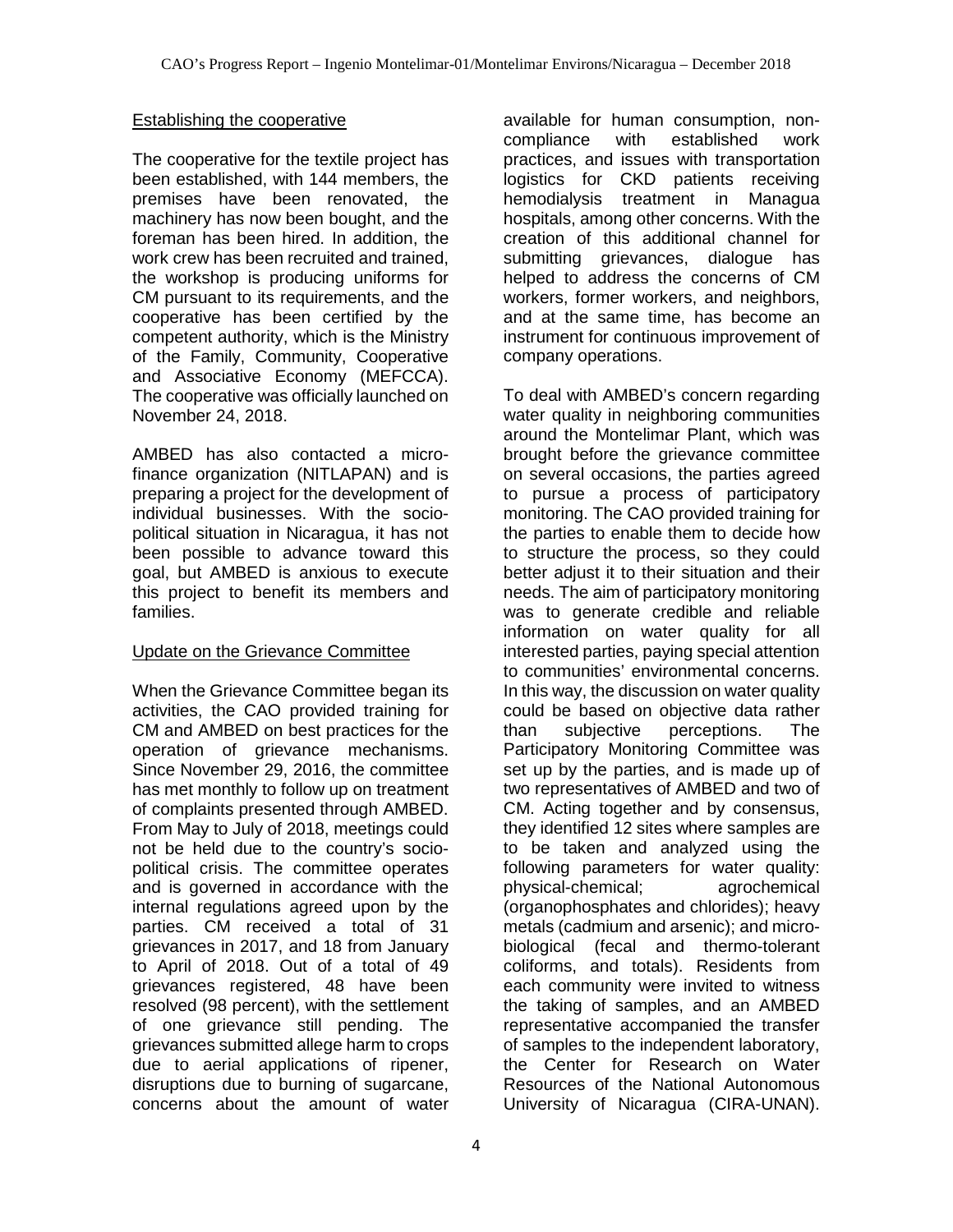## Establishing the cooperative

The cooperative for the textile project has been established, with 144 members, the premises have been renovated, the machinery has now been bought, and the foreman has been hired. In addition, the work crew has been recruited and trained, the workshop is producing uniforms for CM pursuant to its requirements, and the cooperative has been certified by the competent authority, which is the Ministry of the Family, Community, Cooperative and Associative Economy (MEFCCA). The cooperative was officially launched on November 24, 2018.

AMBED has also contacted a micro-finance organization (NITLAPAN) and is preparing a project for the development of individual businesses. With the socio-political situation in Nicaragua, it has not been possible to advance toward this goal, but AMBED is anxious to execute this project to benefit its members and families.

## Update on the Grievance Committee

When the Grievance Committee began its activities, the CAO provided training for CM and AMBED on best practices for the operation of grievance mechanisms. Since November 29, 2016, the committee has met monthly to follow up on treatment of complaints presented through AMBED. From May to July of 2018, meetings could not be held due to the country's socio-political crisis. The committee operates and is governed in accordance with the internal regulations agreed upon by the parties. CM received a total of 31 grievances in 2017, and 18 from January to April of 2018. Out of a total of 49 grievances registered, 48 have been resolved (98 percent), with the settlement of one grievance still pending. The grievances submitted allege harm to crops due to aerial applications of ripener, disruptions due to burning of sugarcane, concerns about the amount of water available for human consumption, non-compliance with established work practices, and issues with transportation logistics for CKD patients receiving hemodialysis treatment in Managua hospitals, among other concerns. With the creation of this additional channel for submitting grievances, dialogue has helped to address the concerns of CM workers, former workers, and neighbors, and at the same time, has become an instrument for continuous improvement of company operations.

To deal with AMBED's concern regarding water quality in neighboring communities around the Montelimar Plant, which was brought before the grievance committee on several occasions, the parties agreed to pursue a process of participatory monitoring. The CAO provided training for the parties to enable them to decide how to structure the process, so they could better adjust it to their situation and their needs. The aim of participatory monitoring was to generate credible and reliable information on water quality for all interested parties, paying special attention to communities' environmental concerns. In this way, the discussion on water quality could be based on objective data rather than subjective perceptions. The Participatory Monitoring Committee was set up by the parties, and is made up of two representatives of AMBED and two of CM. Acting together and by consensus, they identified 12 sites where samples are to be taken and analyzed using the following parameters for water quality: physical-chemical; agrochemical (organophosphates and chlorides); heavy metals (cadmium and arsenic); and micro-biological (fecal and thermo-tolerant coliforms, and totals). Residents from each community were invited to witness the taking of samples, and an AMBED representative accompanied the transfer of samples to the independent laboratory, the Center for Research on Water Resources of the National Autonomous University of Nicaragua (CIRA-UNAN).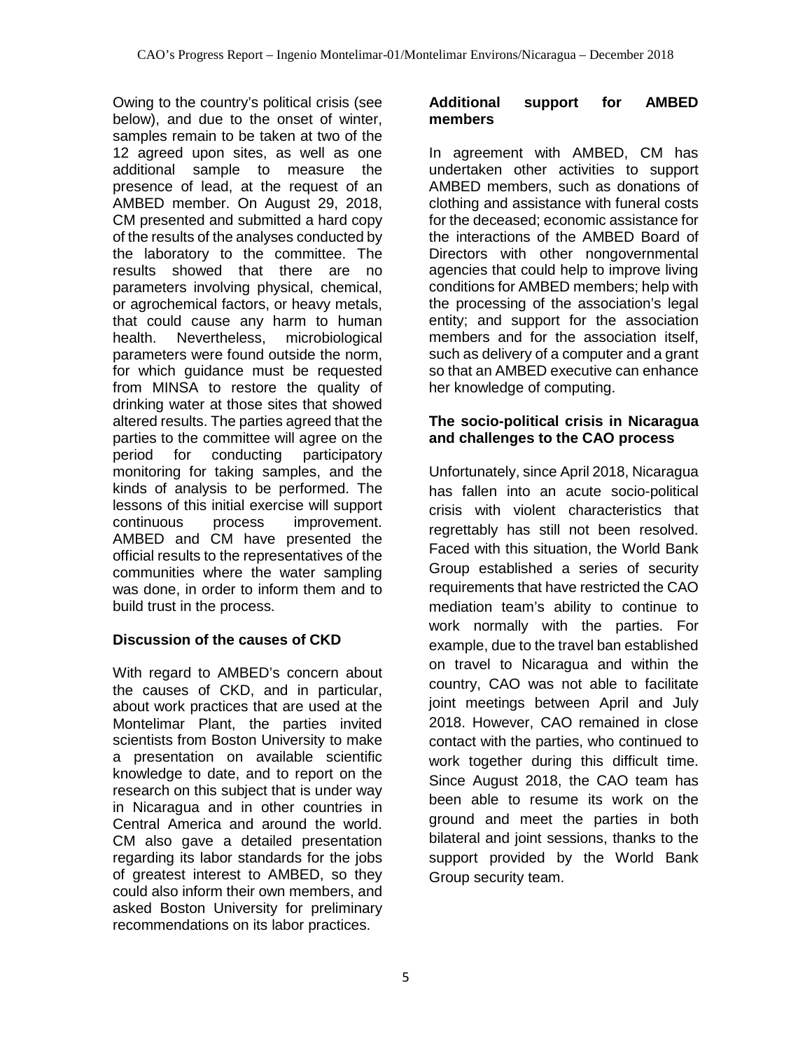Owing to the country's political crisis (see below), and due to the onset of winter, samples remain to be taken at two of the 12 agreed upon sites, as well as one additional sample to measure the presence of lead, at the request of an AMBED member. On August 29, 2018, CM presented and submitted a hard copy of the results of the analyses conducted by the laboratory to the committee. The results showed that there are no parameters involving physical, chemical, or agrochemical factors, or heavy metals, that could cause any harm to human health. Nevertheless, microbiological parameters were found outside the norm, for which guidance must be requested from MINSA to restore the quality of drinking water at those sites that showed altered results. The parties agreed that the parties to the committee will agree on the period for conducting participatory monitoring for taking samples, and the kinds of analysis to be performed. The lessons of this initial exercise will support continuous process improvement. AMBED and CM have presented the official results to the representatives of the communities where the water sampling was done, in order to inform them and to build trust in the process.

**Discussion of the causes of CKD**

With regard to AMBED's concern about the causes of CKD, and in particular, about work practices that are used at the Montelimar Plant, the parties invited scientists from Boston University to make a presentation on available scientific knowledge to date, and to report on the research on this subject that is under way in Nicaragua and in other countries in Central America and around the world. CM also gave a detailed presentation regarding its labor standards for the jobs of greatest interest to AMBED, so they could also inform their own members, and asked Boston University for preliminary recommendations on its labor practices.

**Additional support for AMBED members**

In agreement with AMBED, CM has undertaken other activities to support AMBED members, such as donations of clothing and assistance with funeral costs for the deceased; economic assistance for the interactions of the AMBED Board of Directors with other nongovernmental agencies that could help to improve living conditions for AMBED members; help with the processing of the association's legal entity; and support for the association members and for the association itself, such as delivery of a computer and a grant so that an AMBED executive can enhance her knowledge of computing.

**The socio-political crisis in Nicaragua and challenges to the CAO process**

Unfortunately, since April 2018, Nicaragua has fallen into an acute socio-political crisis with violent characteristics that regrettably has still not been resolved. Faced with this situation, the World Bank Group established a series of security requirements that have restricted the CAO mediation team's ability to continue to work normally with the parties. For example, due to the travel ban established on travel to Nicaragua and within the country, CAO was not able to facilitate joint meetings between April and July 2018. However, CAO remained in close contact with the parties, who continued to work together during this difficult time. Since August 2018, the CAO team has been able to resume its work on the ground and meet the parties in both bilateral and joint sessions, thanks to the support provided by the World Bank Group security team.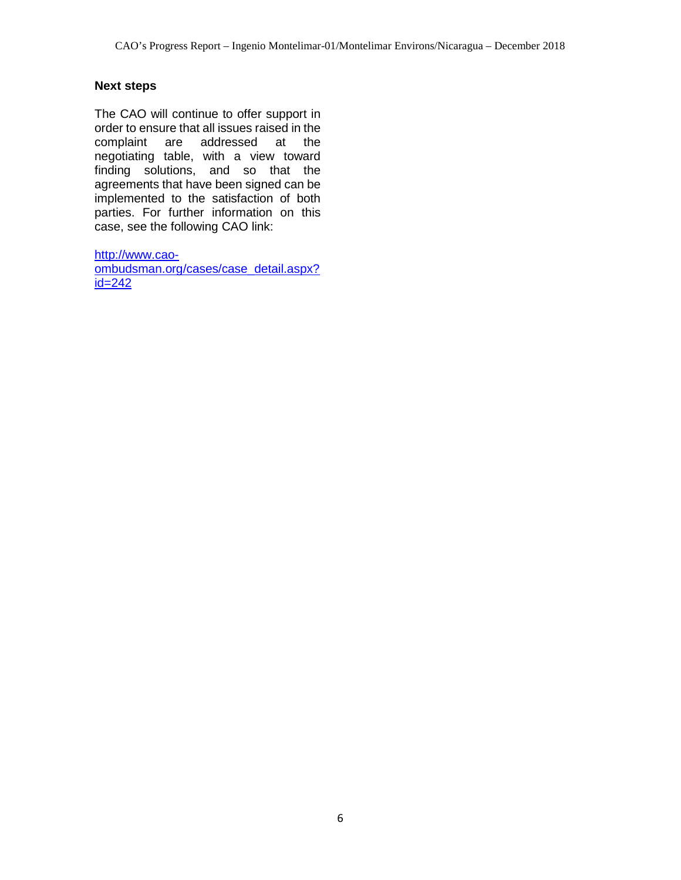## Next steps

The CAO will continue to offer support in order to ensure that all issues raised in the complaint are addressed at the negotiating table, with a view toward finding solutions, and so that the agreements that have been signed can be implemented to the satisfaction of both parties. For further information on this case, see the following CAO link:

[http://www.cao-ombudsman.org/cases/case_detail.aspx?id=242](http://www.cao-ombudsman.org/cases/case_detail.aspx?id=242)